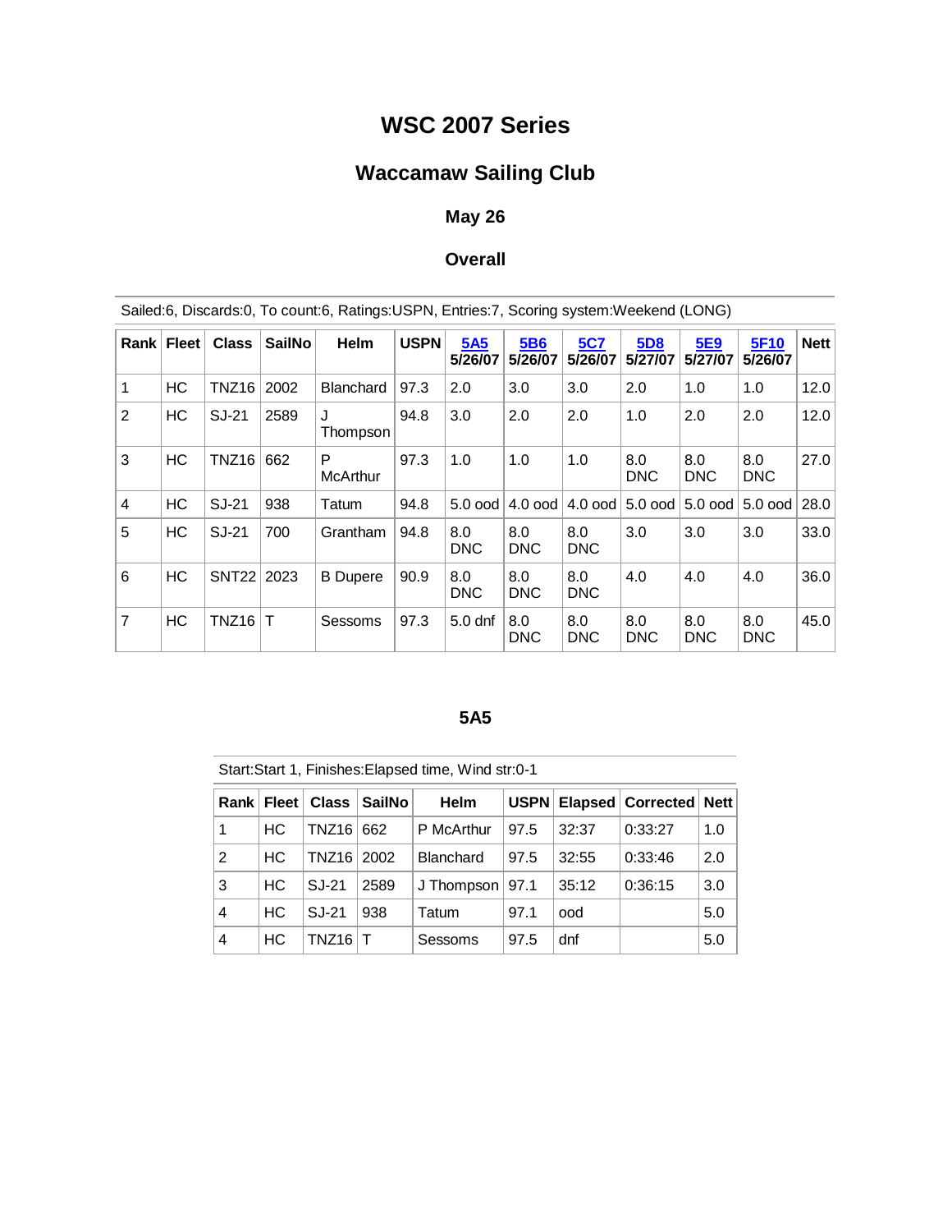# WSC 2007 Series

## Waccamaw Sailing Club

### May 26

### Overall

Sailed:6, Discards:0, To count:6, Ratings:USPN, Entries:7, Scoring system:Weekend (LONG)

| Rank | Fleet | Class | SailNo | Helm | USPN | 5A5 5/26/07 | 5B6 5/26/07 | 5C7 5/26/07 | 5D8 5/27/07 | 5E9 5/27/07 | 5F10 5/26/07 | Nett |
|---|---|---|---|---|---|---|---|---|---|---|---|---|
| 1 | HC | TNZ16 | 2002 | Blanchard | 97.3 | 2.0 | 3.0 | 3.0 | 2.0 | 1.0 | 1.0 | 12.0 |
| 2 | HC | SJ-21 | 2589 | J Thompson | 94.8 | 3.0 | 2.0 | 2.0 | 1.0 | 2.0 | 2.0 | 12.0 |
| 3 | HC | TNZ16 | 662 | P McArthur | 97.3 | 1.0 | 1.0 | 1.0 | 8.0 DNC | 8.0 DNC | 8.0 DNC | 27.0 |
| 4 | HC | SJ-21 | 938 | Tatum | 94.8 | 5.0 ood | 4.0 ood | 4.0 ood | 5.0 ood | 5.0 ood | 5.0 ood | 28.0 |
| 5 | HC | SJ-21 | 700 | Grantham | 94.8 | 8.0 DNC | 8.0 DNC | 8.0 DNC | 3.0 | 3.0 | 3.0 | 33.0 |
| 6 | HC | SNT22 | 2023 | B Dupere | 90.9 | 8.0 DNC | 8.0 DNC | 8.0 DNC | 4.0 | 4.0 | 4.0 | 36.0 |
| 7 | HC | TNZ16 | T | Sessoms | 97.3 | 5.0 dnf | 8.0 DNC | 8.0 DNC | 8.0 DNC | 8.0 DNC | 8.0 DNC | 45.0 |

### 5A5

Start:Start 1, Finishes:Elapsed time, Wind str:0-1

| Rank | Fleet | Class | SailNo | Helm | USPN | Elapsed | Corrected | Nett |
|---|---|---|---|---|---|---|---|---|
| 1 | HC | TNZ16 | 662 | P McArthur | 97.5 | 32:37 | 0:33:27 | 1.0 |
| 2 | HC | TNZ16 | 2002 | Blanchard | 97.5 | 32:55 | 0:33:46 | 2.0 |
| 3 | HC | SJ-21 | 2589 | J Thompson | 97.1 | 35:12 | 0:36:15 | 3.0 |
| 4 | HC | SJ-21 | 938 | Tatum | 97.1 | ood | | 5.0 |
| 4 | HC | TNZ16 | T | Sessoms | 97.5 | dnf | | 5.0 |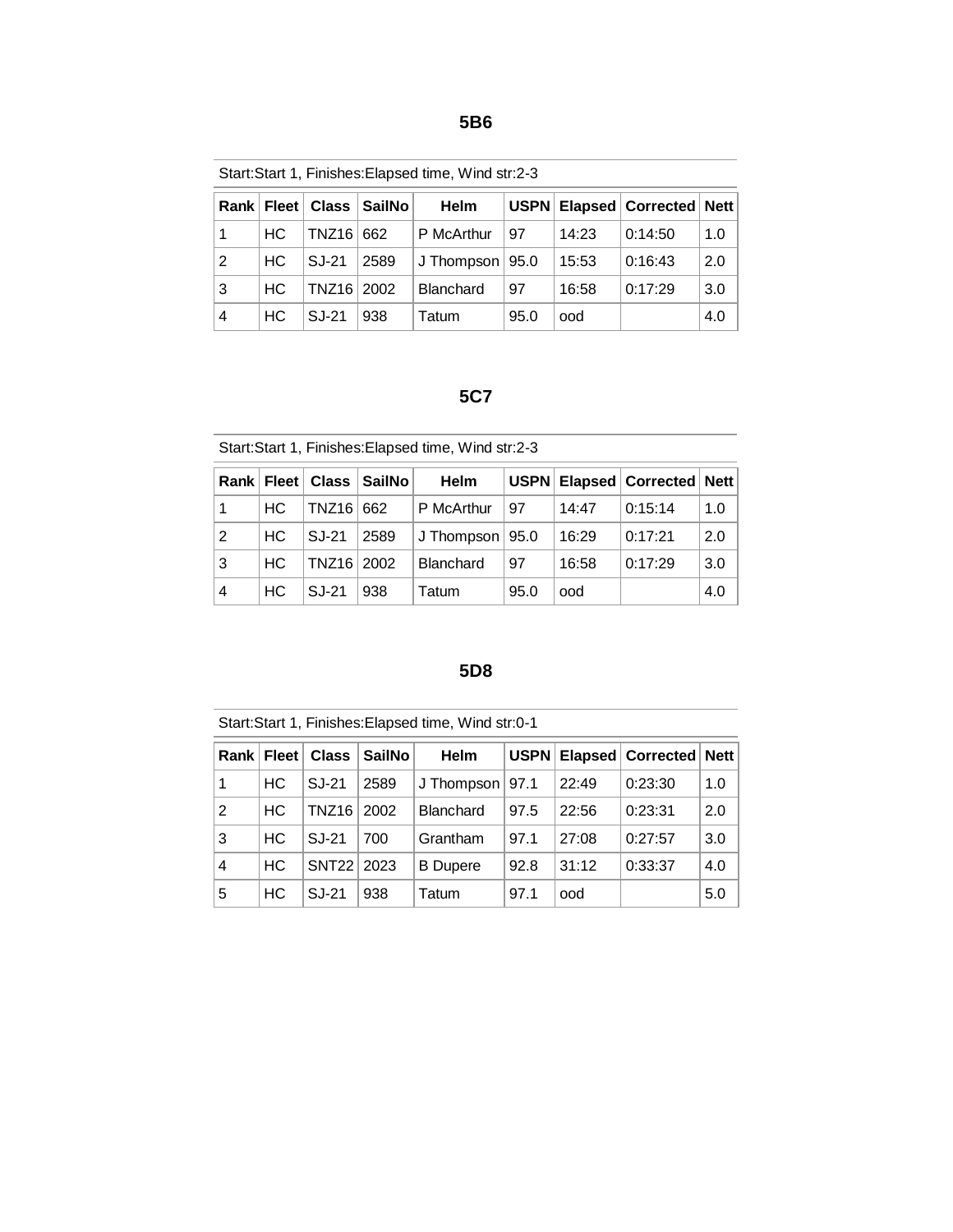## 5B6

Start:Start 1, Finishes:Elapsed time, Wind str:2-3

| Rank | Fleet | Class | SailNo | Helm | USPN | Elapsed | Corrected | Nett |
|---|---|---|---|---|---|---|---|---|
| 1 | HC | TNZ16 | 662 | P McArthur | 97 | 14:23 | 0:14:50 | 1.0 |
| 2 | HC | SJ-21 | 2589 | J Thompson | 95.0 | 15:53 | 0:16:43 | 2.0 |
| 3 | HC | TNZ16 | 2002 | Blanchard | 97 | 16:58 | 0:17:29 | 3.0 |
| 4 | HC | SJ-21 | 938 | Tatum | 95.0 | ood | | 4.0 |

## 5C7

Start:Start 1, Finishes:Elapsed time, Wind str:2-3

| Rank | Fleet | Class | SailNo | Helm | USPN | Elapsed | Corrected | Nett |
|---|---|---|---|---|---|---|---|---|
| 1 | HC | TNZ16 | 662 | P McArthur | 97 | 14:47 | 0:15:14 | 1.0 |
| 2 | HC | SJ-21 | 2589 | J Thompson | 95.0 | 16:29 | 0:17:21 | 2.0 |
| 3 | HC | TNZ16 | 2002 | Blanchard | 97 | 16:58 | 0:17:29 | 3.0 |
| 4 | HC | SJ-21 | 938 | Tatum | 95.0 | ood | | 4.0 |

## 5D8

Start:Start 1, Finishes:Elapsed time, Wind str:0-1

| Rank | Fleet | Class | SailNo | Helm | USPN | Elapsed | Corrected | Nett |
|---|---|---|---|---|---|---|---|---|
| 1 | HC | SJ-21 | 2589 | J Thompson | 97.1 | 22:49 | 0:23:30 | 1.0 |
| 2 | HC | TNZ16 | 2002 | Blanchard | 97.5 | 22:56 | 0:23:31 | 2.0 |
| 3 | HC | SJ-21 | 700 | Grantham | 97.1 | 27:08 | 0:27:57 | 3.0 |
| 4 | HC | SNT22 | 2023 | B Dupere | 92.8 | 31:12 | 0:33:37 | 4.0 |
| 5 | HC | SJ-21 | 938 | Tatum | 97.1 | ood | | 5.0 |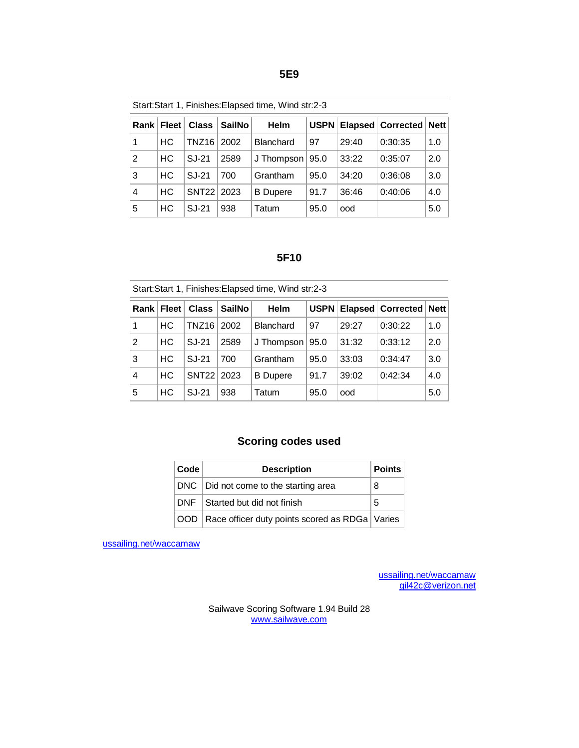### 5E9

Start:Start 1, Finishes:Elapsed time, Wind str:2-3

| Rank | Fleet | Class | SailNo | Helm | USPN | Elapsed | Corrected | Nett |
|---|---|---|---|---|---|---|---|---|
| 1 | HC | TNZ16 | 2002 | Blanchard | 97 | 29:40 | 0:30:35 | 1.0 |
| 2 | HC | SJ-21 | 2589 | J Thompson | 95.0 | 33:22 | 0:35:07 | 2.0 |
| 3 | HC | SJ-21 | 700 | Grantham | 95.0 | 34:20 | 0:36:08 | 3.0 |
| 4 | HC | SNT22 | 2023 | B Dupere | 91.7 | 36:46 | 0:40:06 | 4.0 |
| 5 | HC | SJ-21 | 938 | Tatum | 95.0 | ood | | 5.0 |

### 5F10

Start:Start 1, Finishes:Elapsed time, Wind str:2-3

| Rank | Fleet | Class | SailNo | Helm | USPN | Elapsed | Corrected | Nett |
|---|---|---|---|---|---|---|---|---|
| 1 | HC | TNZ16 | 2002 | Blanchard | 97 | 29:27 | 0:30:22 | 1.0 |
| 2 | HC | SJ-21 | 2589 | J Thompson | 95.0 | 31:32 | 0:33:12 | 2.0 |
| 3 | HC | SJ-21 | 700 | Grantham | 95.0 | 33:03 | 0:34:47 | 3.0 |
| 4 | HC | SNT22 | 2023 | B Dupere | 91.7 | 39:02 | 0:42:34 | 4.0 |
| 5 | HC | SJ-21 | 938 | Tatum | 95.0 | ood | | 5.0 |

### Scoring codes used

| Code | Description | Points |
|---|---|---|
| DNC | Did not come to the starting area | 8 |
| DNF | Started but did not finish | 5 |
| OOD | Race officer duty points scored as RDGa | Varies |

ussailing.net/waccamaw

ussailing.net/waccamaw
gil42c@verizon.net

Sailwave Scoring Software 1.94 Build 28
www.sailwave.com